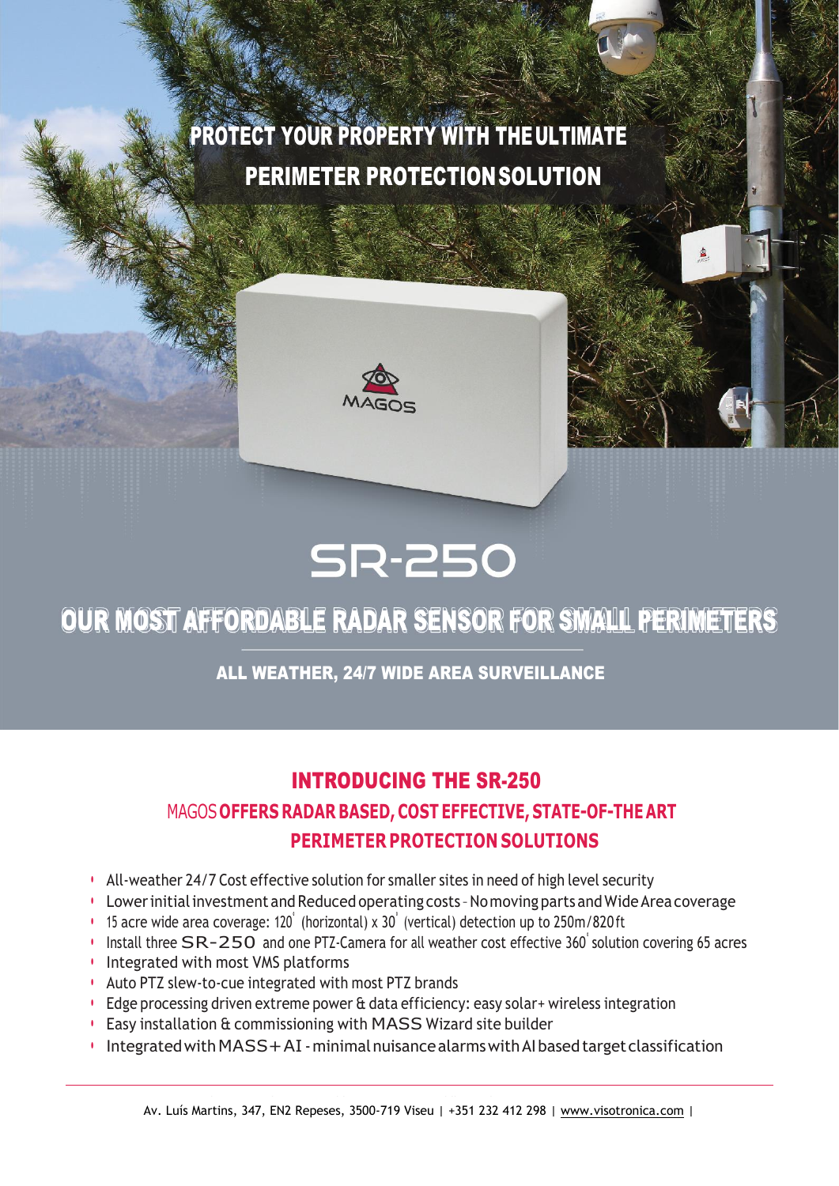# PROTECT YOUR PROPERTY WITH THE ULTIMATE PERIMETER PROTECTION SOLUTION

# SR-250

## OUR MOST AFFORDABLE RADAR SENSOR FOR SMALL PERIMETERS

**ALL WEATHER, 24/7 WIDE AREA SURVEILLANCE**

## INTRODUCING THE SR-250

### MAGOS OFFERS RADAR BASED, COST EFFECTIVE, STATE-OF-THE ART PERIMETER PROTECTION SOLUTIONS

- All-weather 24/7 Cost effective solution for smaller sites in need of high level security
- Lower initial investment and Reduced operating costs - No moving parts and Wide Area coverage
- 15 acre wide area coverage: 120° (horizontal) x 30° (vertical) detection up to 250m/820ft
- Install three SR-250 and one PTZ-Camera for all weather cost effective 360° solution covering 65 acres
- Integrated with most VMS platforms
- Auto PTZ slew-to-cue integrated with most PTZ brands
- Edge processing driven extreme power & data efficiency: easy solar+ wireless integration
- Easy installation & commissioning with MASS Wizard site builder
- Integrated with MASS+ AI - minimal nuisance alarms with AI based target classification

Av. Luís Martins, 347, EN2 Repeses, 3500-719 Viseu | +351 232 412 298 | www.visotronica.com |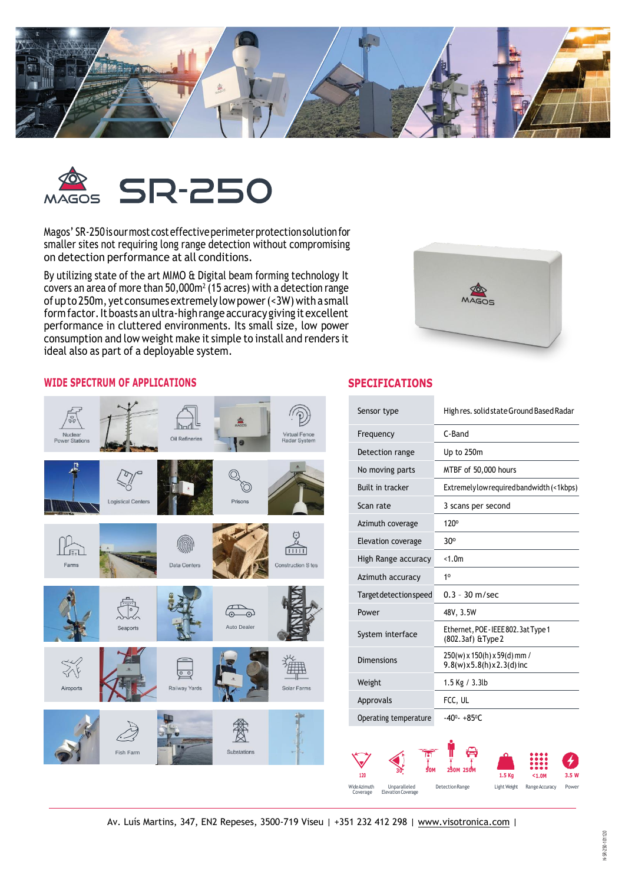# MAGOS SR-250

Magos' SR-250 is our most cost effective perimeter protection solution for smaller sites not requiring long range detection without compromising on detection performance at all conditions.

By utilizing state of the art MIMO & Digital beam forming technology It covers an area of more than 50,000m² (15 acres) with a detection range of up to 250m, yet consumes extremely low power (<3W) with a small form factor. It boasts an ultra-high range accuracy giving it excellent performance in cluttered environments. Its small size, low power consumption and low weight make it simple to install and renders it ideal also as part of a deployable system.

## WIDE SPECTRUM OF APPLICATIONS

Nuclear Power Stations

Oil Refineries

Virtual Fence Radar System

Logistical Centers

Prisons

Farms

Data Centers

Construction Sites

Seaports

Auto Dealer

Airoports

Railway Yards

Solar Farms

Fish Farm

Substations

## SPECIFICATIONS

| | |
|---|---|
| Sensor type | High res. solid state Ground Based Radar |
| Frequency | C-Band |
| Detection range | Up to 250m |
| No moving parts | MTBF of 50,000 hours |
| Built in tracker | Extremely low required bandwidth (<1kbps) |
| Scan rate | 3 scans per second |
| Azimuth coverage | 120º |
| Elevation coverage | 30º |
| High Range accuracy | <1.0m |
| Azimuth accuracy | 1º |
| Target detection speed | 0.3 - 30 m/sec |
| Power | 48V, 3.5W |
| System interface | Ethernet, POE - IEEE 802.3at Type 1 (802.3af) & Type 2 |
| Dimensions | 250(w) x 150(h) x 59(d) mm / 9.8(w) x 5.8(h) x 2.3(d) inc |
| Weight | 1.5 Kg / 3.3lb |
| Approvals | FCC, UL |
| Operating temperature | -40º - +85ºC |

120 Wide Azimuth Coverage

30 Unparalleled Elevation Coverage

50M 250M 250M Detection Range

1.5 Kg Light Weight

<1.0M Range Accuracy

3.5 W Power

Av. Luís Martins, 347, EN2 Repeses, 3500-719 Viseu | +351 232 412 298 | www.visotronica.com |